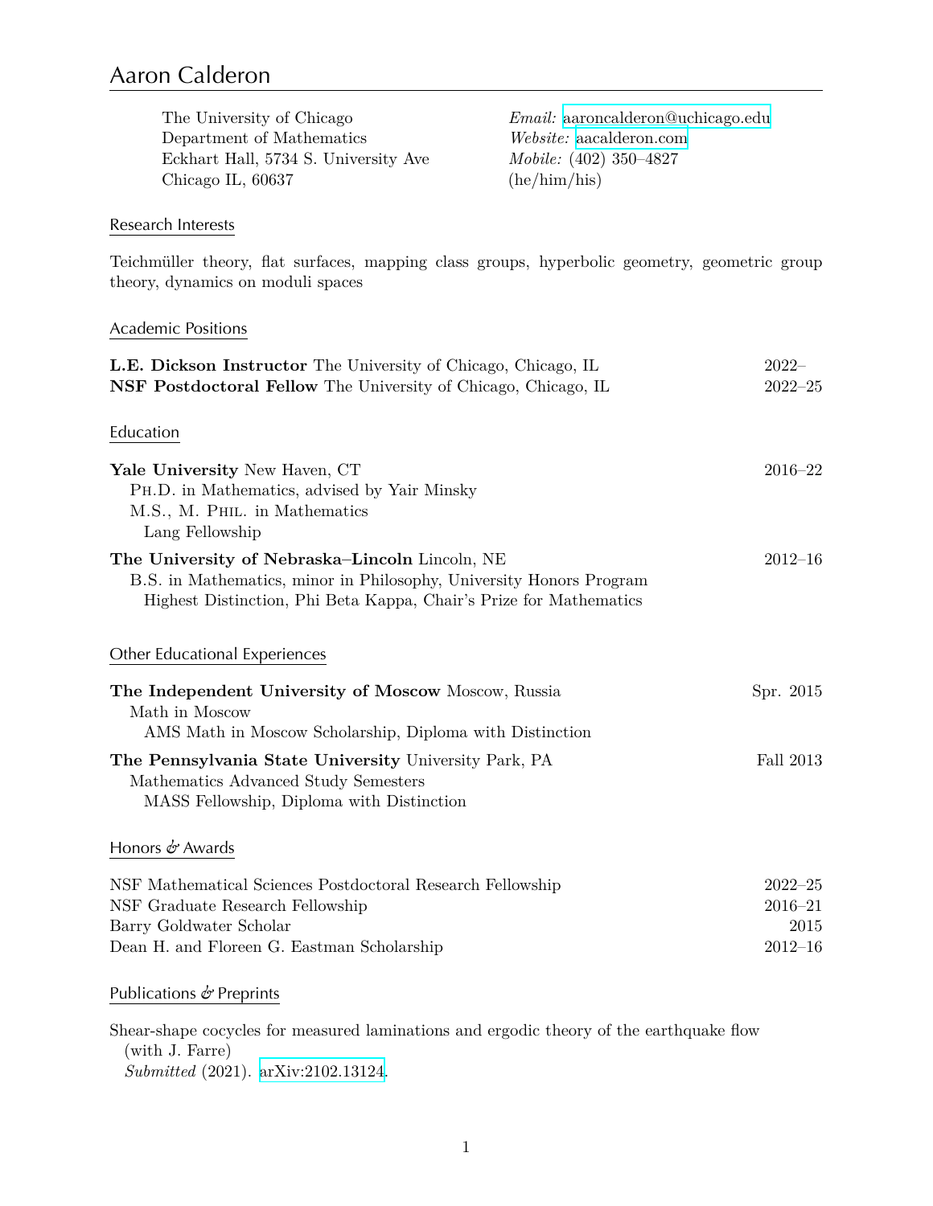# Aaron Calderon

The University of Chicago
Department of Mathematics
Eckhart Hall, 5734 S. University Ave
Chicago IL, 60637

*Email:* aaroncalderon@uchicago.edu
*Website:* aacalderon.com
*Mobile:* (402) 350–4827
(he/him/his)

## Research Interests

Teichmüller theory, flat surfaces, mapping class groups, hyperbolic geometry, geometric group theory, dynamics on moduli spaces

## Academic Positions

**L.E. Dickson Instructor** The University of Chicago, Chicago, IL — 2022–
**NSF Postdoctoral Fellow** The University of Chicago, Chicago, IL — 2022–25

## Education

**Yale University** New Haven, CT — 2016–22
- Ph.D. in Mathematics, advised by Yair Minsky
- M.S., M. Phil. in Mathematics
  - Lang Fellowship

**The University of Nebraska–Lincoln** Lincoln, NE — 2012–16
- B.S. in Mathematics, minor in Philosophy, University Honors Program
  - Highest Distinction, Phi Beta Kappa, Chair's Prize for Mathematics

## Other Educational Experiences

**The Independent University of Moscow** Moscow, Russia — Spr. 2015
- Math in Moscow
  - AMS Math in Moscow Scholarship, Diploma with Distinction

**The Pennsylvania State University** University Park, PA — Fall 2013
- Mathematics Advanced Study Semesters
  - MASS Fellowship, Diploma with Distinction

## Honors & Awards

| | |
|---|---|
| NSF Mathematical Sciences Postdoctoral Research Fellowship | 2022–25 |
| NSF Graduate Research Fellowship | 2016–21 |
| Barry Goldwater Scholar | 2015 |
| Dean H. and Floreen G. Eastman Scholarship | 2012–16 |

## Publications & Preprints

Shear-shape cocycles for measured laminations and ergodic theory of the earthquake flow
(with J. Farre)
*Submitted* (2021). arXiv:2102.13124.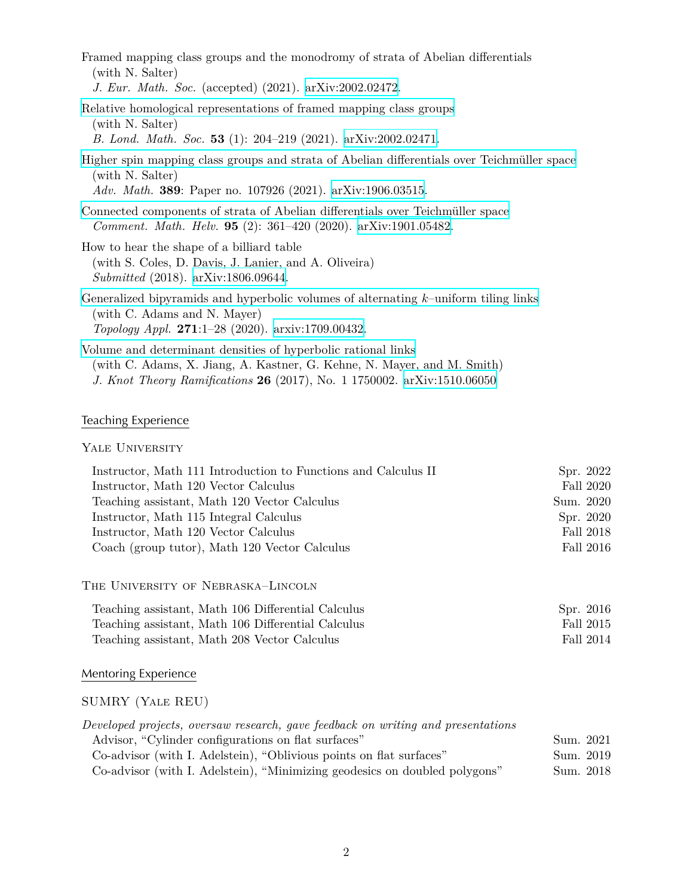Framed mapping class groups and the monodromy of strata of Abelian differentials
(with N. Salter)
*J. Eur. Math. Soc.* (accepted) (2021). arXiv:2002.02472.

Relative homological representations of framed mapping class groups
(with N. Salter)
*B. Lond. Math. Soc.* **53** (1): 204–219 (2021). arXiv:2002.02471.

Higher spin mapping class groups and strata of Abelian differentials over Teichmüller space
(with N. Salter)
*Adv. Math.* **389**: Paper no. 107926 (2021). arXiv:1906.03515.

Connected components of strata of Abelian differentials over Teichmüller space
*Comment. Math. Helv.* **95** (2): 361–420 (2020). arXiv:1901.05482.

How to hear the shape of a billiard table
(with S. Coles, D. Davis, J. Lanier, and A. Oliveira)
*Submitted* (2018). arXiv:1806.09644.

Generalized bipyramids and hyperbolic volumes of alternating $k$–uniform tiling links
(with C. Adams and N. Mayer)
*Topology Appl.* **271**:1–28 (2020). arxiv:1709.00432.

Volume and determinant densities of hyperbolic rational links
(with C. Adams, X. Jiang, A. Kastner, G. Kehne, N. Mayer, and M. Smith)
*J. Knot Theory Ramifications* **26** (2017), No. 1 1750002. arXiv:1510.06050

## Teaching Experience

### Yale University

| | |
|---|---|
| Instructor, Math 111 Introduction to Functions and Calculus II | Spr. 2022 |
| Instructor, Math 120 Vector Calculus | Fall 2020 |
| Teaching assistant, Math 120 Vector Calculus | Sum. 2020 |
| Instructor, Math 115 Integral Calculus | Spr. 2020 |
| Instructor, Math 120 Vector Calculus | Fall 2018 |
| Coach (group tutor), Math 120 Vector Calculus | Fall 2016 |

### The University of Nebraska–Lincoln

| | |
|---|---|
| Teaching assistant, Math 106 Differential Calculus | Spr. 2016 |
| Teaching assistant, Math 106 Differential Calculus | Fall 2015 |
| Teaching assistant, Math 208 Vector Calculus | Fall 2014 |

## Mentoring Experience

### SUMRY (Yale REU)

*Developed projects, oversaw research, gave feedback on writing and presentations*

| | |
|---|---|
| Advisor, "Cylinder configurations on flat surfaces" | Sum. 2021 |
| Co-advisor (with I. Adelstein), "Oblivious points on flat surfaces" | Sum. 2019 |
| Co-advisor (with I. Adelstein), "Minimizing geodesics on doubled polygons" | Sum. 2018 |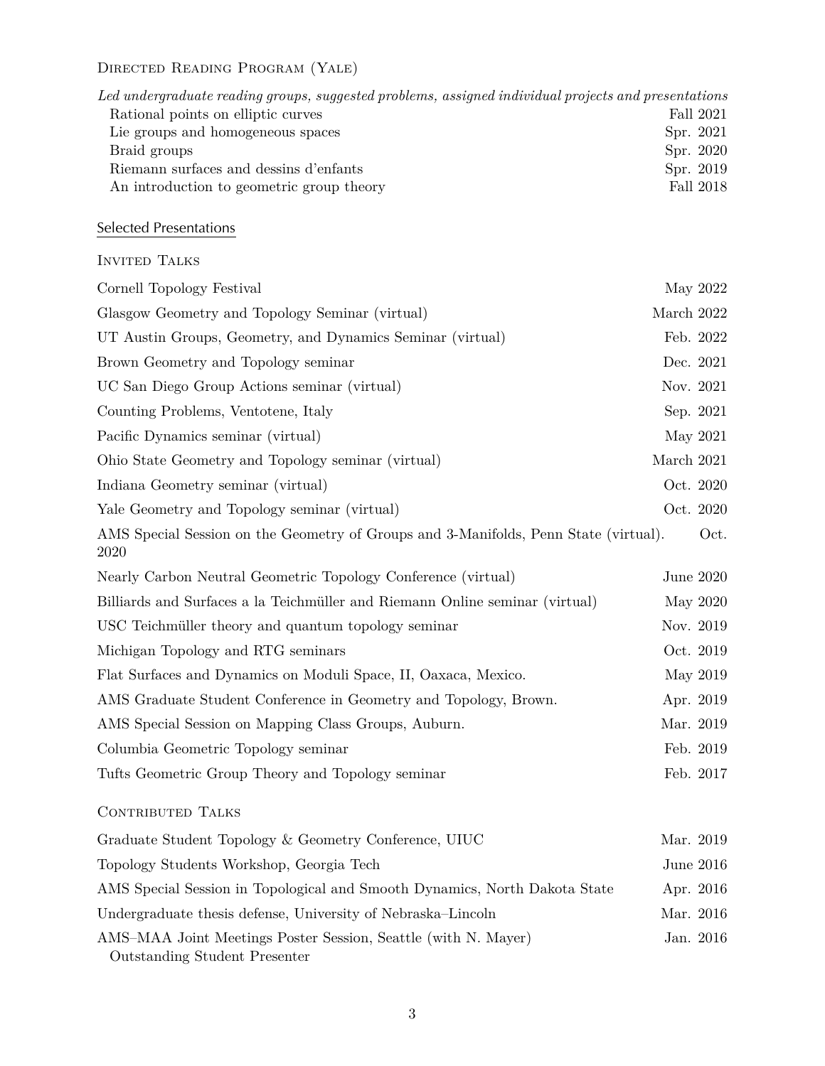### Directed Reading Program (Yale)

*Led undergraduate reading groups, suggested problems, assigned individual projects and presentations*

- Rational points on elliptic curves — Fall 2021
- Lie groups and homogeneous spaces — Spr. 2021
- Braid groups — Spr. 2020
- Riemann surfaces and dessins d'enfants — Spr. 2019
- An introduction to geometric group theory — Fall 2018

## Selected Presentations

### Invited Talks

- Cornell Topology Festival — May 2022
- Glasgow Geometry and Topology Seminar (virtual) — March 2022
- UT Austin Groups, Geometry, and Dynamics Seminar (virtual) — Feb. 2022
- Brown Geometry and Topology seminar — Dec. 2021
- UC San Diego Group Actions seminar (virtual) — Nov. 2021
- Counting Problems, Ventotene, Italy — Sep. 2021
- Pacific Dynamics seminar (virtual) — May 2021
- Ohio State Geometry and Topology seminar (virtual) — March 2021
- Indiana Geometry seminar (virtual) — Oct. 2020
- Yale Geometry and Topology seminar (virtual) — Oct. 2020
- AMS Special Session on the Geometry of Groups and 3-Manifolds, Penn State (virtual). — Oct. 2020
- Nearly Carbon Neutral Geometric Topology Conference (virtual) — June 2020
- Billiards and Surfaces a la Teichmüller and Riemann Online seminar (virtual) — May 2020
- USC Teichmüller theory and quantum topology seminar — Nov. 2019
- Michigan Topology and RTG seminars — Oct. 2019
- Flat Surfaces and Dynamics on Moduli Space, II, Oaxaca, Mexico. — May 2019
- AMS Graduate Student Conference in Geometry and Topology, Brown. — Apr. 2019
- AMS Special Session on Mapping Class Groups, Auburn. — Mar. 2019
- Columbia Geometric Topology seminar — Feb. 2019
- Tufts Geometric Group Theory and Topology seminar — Feb. 2017

### Contributed Talks

- Graduate Student Topology & Geometry Conference, UIUC — Mar. 2019
- Topology Students Workshop, Georgia Tech — June 2016
- AMS Special Session in Topological and Smooth Dynamics, North Dakota State — Apr. 2016
- Undergraduate thesis defense, University of Nebraska–Lincoln — Mar. 2016
- AMS–MAA Joint Meetings Poster Session, Seattle (with N. Mayer) — Jan. 2016
  Outstanding Student Presenter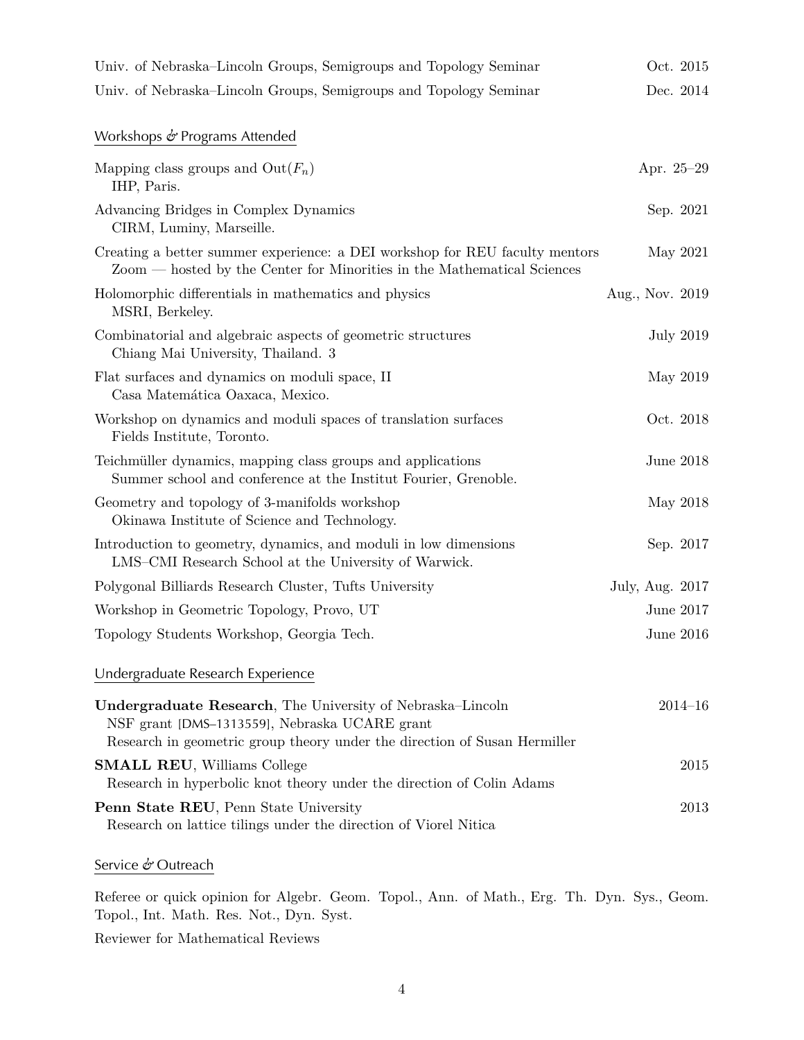Univ. of Nebraska–Lincoln Groups, Semigroups and Topology Seminar — Oct. 2015

Univ. of Nebraska–Lincoln Groups, Semigroups and Topology Seminar — Dec. 2014

## Workshops & Programs Attended

Mapping class groups and $\mathrm{Out}(F_n)$ — Apr. 25–29
IHP, Paris.

Advancing Bridges in Complex Dynamics — Sep. 2021
CIRM, Luminy, Marseille.

Creating a better summer experience: a DEI workshop for REU faculty mentors — May 2021
Zoom — hosted by the Center for Minorities in the Mathematical Sciences

Holomorphic differentials in mathematics and physics — Aug., Nov. 2019
MSRI, Berkeley.

Combinatorial and algebraic aspects of geometric structures — July 2019
Chiang Mai University, Thailand. 3

Flat surfaces and dynamics on moduli space, II — May 2019
Casa Matemática Oaxaca, Mexico.

Workshop on dynamics and moduli spaces of translation surfaces — Oct. 2018
Fields Institute, Toronto.

Teichmüller dynamics, mapping class groups and applications — June 2018
Summer school and conference at the Institut Fourier, Grenoble.

Geometry and topology of 3-manifolds workshop — May 2018
Okinawa Institute of Science and Technology.

Introduction to geometry, dynamics, and moduli in low dimensions — Sep. 2017
LMS–CMI Research School at the University of Warwick.

Polygonal Billiards Research Cluster, Tufts University — July, Aug. 2017

Workshop in Geometric Topology, Provo, UT — June 2017

Topology Students Workshop, Georgia Tech. — June 2016

## Undergraduate Research Experience

**Undergraduate Research**, The University of Nebraska–Lincoln — 2014–16
NSF grant [DMS–1313559], Nebraska UCARE grant
Research in geometric group theory under the direction of Susan Hermiller

**SMALL REU**, Williams College — 2015
Research in hyperbolic knot theory under the direction of Colin Adams

**Penn State REU**, Penn State University — 2013
Research on lattice tilings under the direction of Viorel Nitica

## Service & Outreach

Referee or quick opinion for Algebr. Geom. Topol., Ann. of Math., Erg. Th. Dyn. Sys., Geom. Topol., Int. Math. Res. Not., Dyn. Syst.

Reviewer for Mathematical Reviews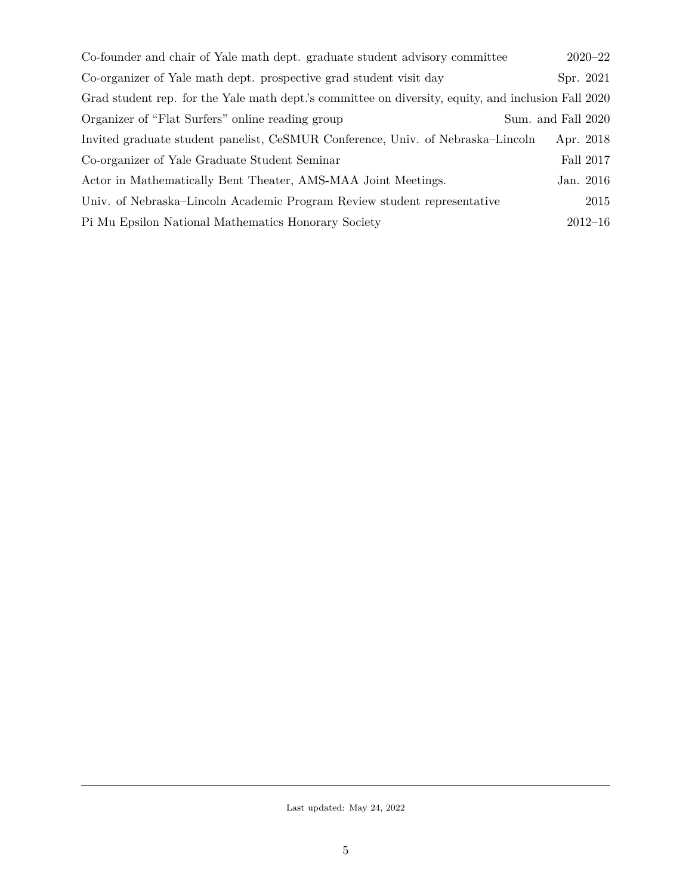Co-founder and chair of Yale math dept. graduate student advisory committee 2020–22

Co-organizer of Yale math dept. prospective grad student visit day Spr. 2021

Grad student rep. for the Yale math dept.'s committee on diversity, equity, and inclusion Fall 2020

Organizer of "Flat Surfers" online reading group Sum. and Fall 2020

Invited graduate student panelist, CeSMUR Conference, Univ. of Nebraska–Lincoln Apr. 2018

Co-organizer of Yale Graduate Student Seminar Fall 2017

Actor in Mathematically Bent Theater, AMS-MAA Joint Meetings. Jan. 2016

Univ. of Nebraska–Lincoln Academic Program Review student representative 2015

Pi Mu Epsilon National Mathematics Honorary Society 2012–16

---

Last updated: May 24, 2022